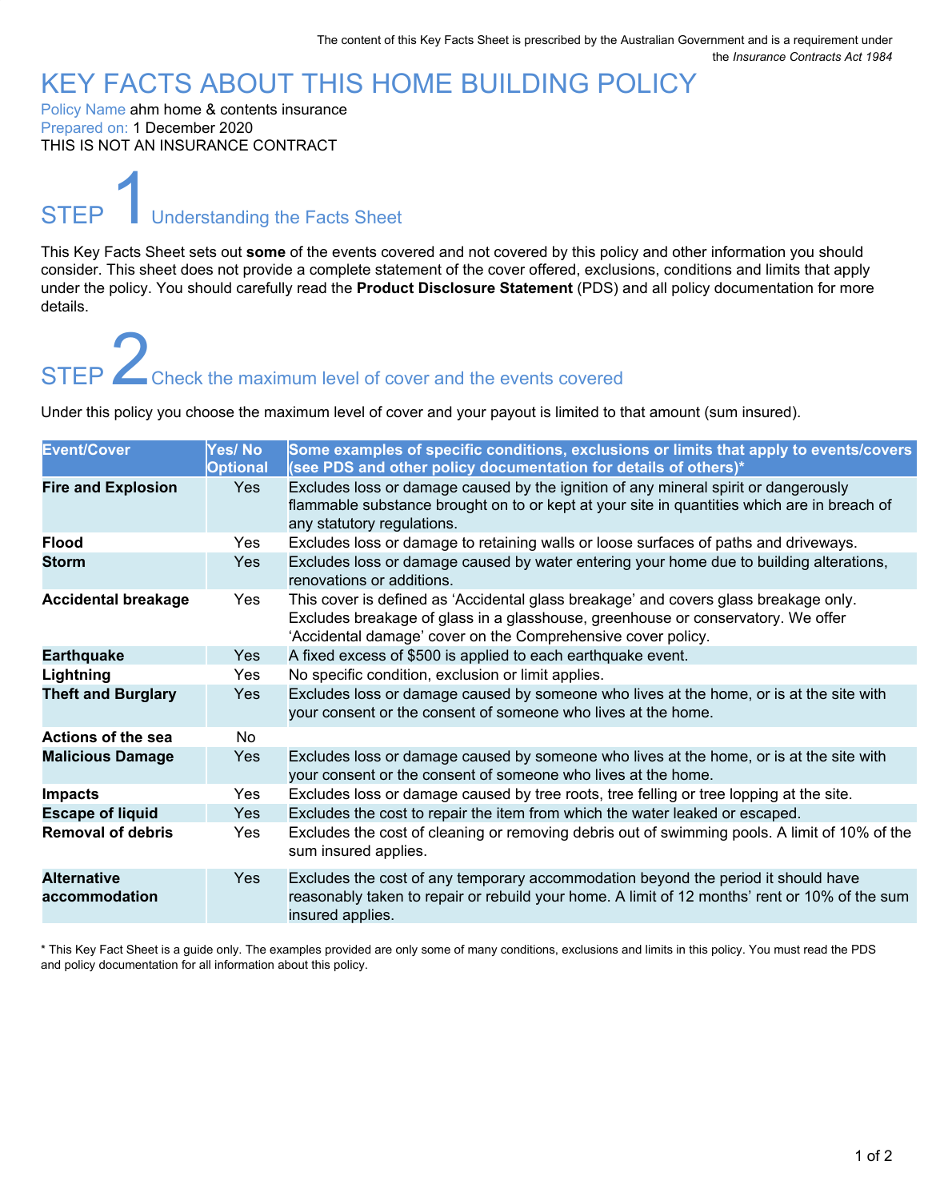The content of this Key Facts Sheet is prescribed by the Australian Government and is a requirement under the *Insurance Contracts Act 1984*

# KEY FACTS ABOUT THIS HOME BUILDING POLICY

Policy Name ahm home & contents insurance
Prepared on: 1 December 2020
THIS IS NOT AN INSURANCE CONTRACT

## STEP 1 Understanding the Facts Sheet

This Key Facts Sheet sets out **some** of the events covered and not covered by this policy and other information you should consider. This sheet does not provide a complete statement of the cover offered, exclusions, conditions and limits that apply under the policy. You should carefully read the **Product Disclosure Statement** (PDS) and all policy documentation for more details.

## STEP 2 Check the maximum level of cover and the events covered

Under this policy you choose the maximum level of cover and your payout is limited to that amount (sum insured).

| Event/Cover | Yes/ No Optional | Some examples of specific conditions, exclusions or limits that apply to events/covers (see PDS and other policy documentation for details of others)* |
|---|---|---|
| **Fire and Explosion** | Yes | Excludes loss or damage caused by the ignition of any mineral spirit or dangerously flammable substance brought on to or kept at your site in quantities which are in breach of any statutory regulations. |
| **Flood** | Yes | Excludes loss or damage to retaining walls or loose surfaces of paths and driveways. |
| **Storm** | Yes | Excludes loss or damage caused by water entering your home due to building alterations, renovations or additions. |
| **Accidental breakage** | Yes | This cover is defined as 'Accidental glass breakage' and covers glass breakage only. Excludes breakage of glass in a glasshouse, greenhouse or conservatory. We offer 'Accidental damage' cover on the Comprehensive cover policy. |
| **Earthquake** | Yes | A fixed excess of $500 is applied to each earthquake event. |
| **Lightning** | Yes | No specific condition, exclusion or limit applies. |
| **Theft and Burglary** | Yes | Excludes loss or damage caused by someone who lives at the home, or is at the site with your consent or the consent of someone who lives at the home. |
| **Actions of the sea** | No | |
| **Malicious Damage** | Yes | Excludes loss or damage caused by someone who lives at the home, or is at the site with your consent or the consent of someone who lives at the home. |
| **Impacts** | Yes | Excludes loss or damage caused by tree roots, tree felling or tree lopping at the site. |
| **Escape of liquid** | Yes | Excludes the cost to repair the item from which the water leaked or escaped. |
| **Removal of debris** | Yes | Excludes the cost of cleaning or removing debris out of swimming pools. A limit of 10% of the sum insured applies. |
| **Alternative accommodation** | Yes | Excludes the cost of any temporary accommodation beyond the period it should have reasonably taken to repair or rebuild your home. A limit of 12 months' rent or 10% of the sum insured applies. |

* This Key Fact Sheet is a guide only. The examples provided are only some of many conditions, exclusions and limits in this policy. You must read the PDS and policy documentation for all information about this policy.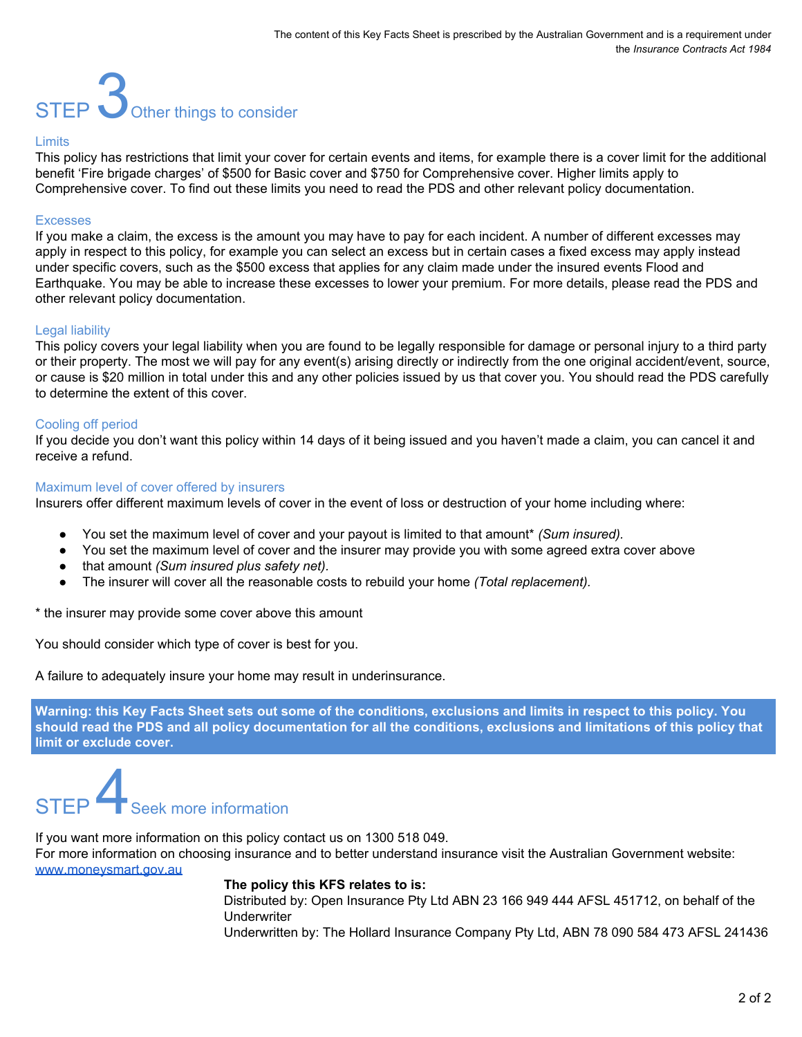The content of this Key Facts Sheet is prescribed by the Australian Government and is a requirement under the *Insurance Contracts Act 1984*

# STEP 3 Other things to consider

### Limits

This policy has restrictions that limit your cover for certain events and items, for example there is a cover limit for the additional benefit 'Fire brigade charges' of $500 for Basic cover and $750 for Comprehensive cover. Higher limits apply to Comprehensive cover. To find out these limits you need to read the PDS and other relevant policy documentation.

### Excesses

If you make a claim, the excess is the amount you may have to pay for each incident. A number of different excesses may apply in respect to this policy, for example you can select an excess but in certain cases a fixed excess may apply instead under specific covers, such as the $500 excess that applies for any claim made under the insured events Flood and Earthquake. You may be able to increase these excesses to lower your premium. For more details, please read the PDS and other relevant policy documentation.

### Legal liability

This policy covers your legal liability when you are found to be legally responsible for damage or personal injury to a third party or their property. The most we will pay for any event(s) arising directly or indirectly from the one original accident/event, source, or cause is $20 million in total under this and any other policies issued by us that cover you. You should read the PDS carefully to determine the extent of this cover.

### Cooling off period

If you decide you don't want this policy within 14 days of it being issued and you haven't made a claim, you can cancel it and receive a refund.

### Maximum level of cover offered by insurers

Insurers offer different maximum levels of cover in the event of loss or destruction of your home including where:

- You set the maximum level of cover and your payout is limited to that amount* *(Sum insured).*
- You set the maximum level of cover and the insurer may provide you with some agreed extra cover above
- that amount *(Sum insured plus safety net).*
- The insurer will cover all the reasonable costs to rebuild your home *(Total replacement).*

* the insurer may provide some cover above this amount

You should consider which type of cover is best for you.

A failure to adequately insure your home may result in underinsurance.

**Warning: this Key Facts Sheet sets out some of the conditions, exclusions and limits in respect to this policy. You should read the PDS and all policy documentation for all the conditions, exclusions and limitations of this policy that limit or exclude cover.**

# STEP 4 Seek more information

If you want more information on this policy contact us on 1300 518 049.
For more information on choosing insurance and to better understand insurance visit the Australian Government website: [www.moneysmart.gov.au](http://www.moneysmart.gov.au)

**The policy this KFS relates to is:**
Distributed by: Open Insurance Pty Ltd ABN 23 166 949 444 AFSL 451712, on behalf of the Underwriter
Underwritten by: The Hollard Insurance Company Pty Ltd, ABN 78 090 584 473 AFSL 241436